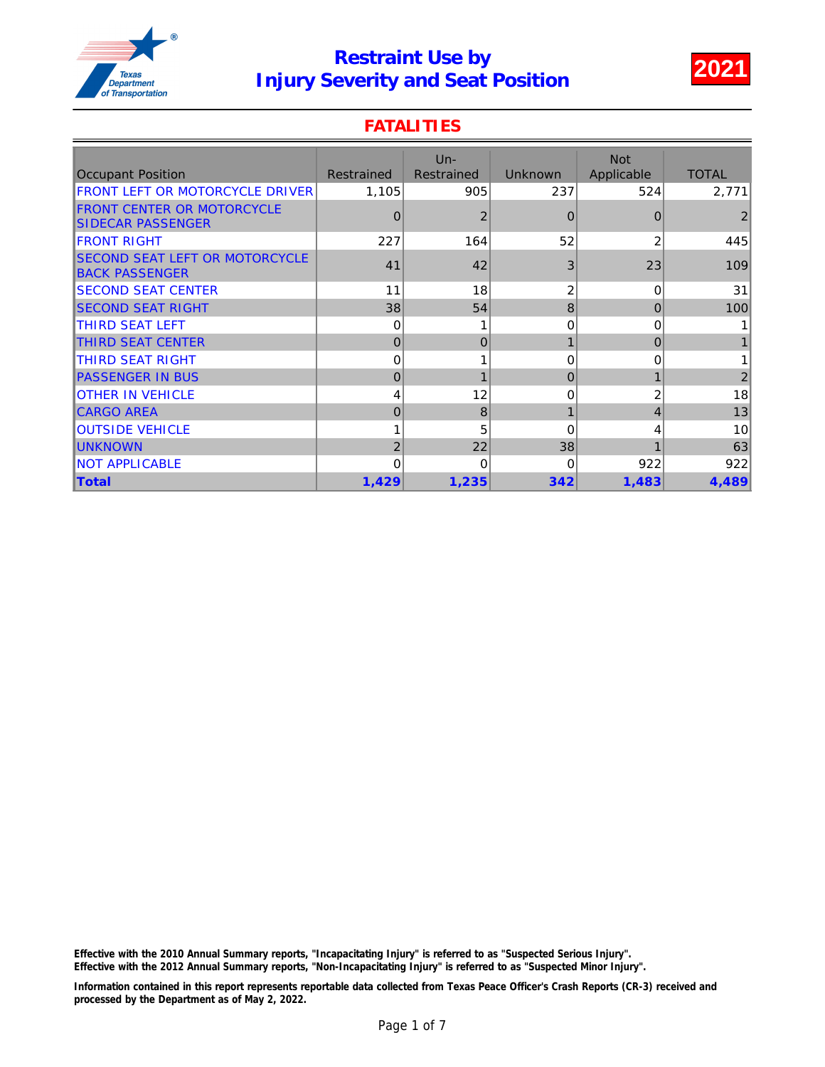# Restraint Use by Injury Severity and Seat Position

**2021**

## FATALITIES

| Occupant Position | Restrained | Un-Restrained | Unknown | Not Applicable | TOTAL |
|---|---|---|---|---|---|
| FRONT LEFT OR MOTORCYCLE DRIVER | 1,105 | 905 | 237 | 524 | 2,771 |
| FRONT CENTER OR MOTORCYCLE SIDECAR PASSENGER | 0 | 2 | 0 | 0 | 2 |
| FRONT RIGHT | 227 | 164 | 52 | 2 | 445 |
| SECOND SEAT LEFT OR MOTORCYCLE BACK PASSENGER | 41 | 42 | 3 | 23 | 109 |
| SECOND SEAT CENTER | 11 | 18 | 2 | 0 | 31 |
| SECOND SEAT RIGHT | 38 | 54 | 8 | 0 | 100 |
| THIRD SEAT LEFT | 0 | 1 | 0 | 0 | 1 |
| THIRD SEAT CENTER | 0 | 0 | 1 | 0 | 1 |
| THIRD SEAT RIGHT | 0 | 1 | 0 | 0 | 1 |
| PASSENGER IN BUS | 0 | 1 | 0 | 1 | 2 |
| OTHER IN VEHICLE | 4 | 12 | 0 | 2 | 18 |
| CARGO AREA | 0 | 8 | 1 | 4 | 13 |
| OUTSIDE VEHICLE | 1 | 5 | 0 | 4 | 10 |
| UNKNOWN | 2 | 22 | 38 | 1 | 63 |
| NOT APPLICABLE | 0 | 0 | 0 | 922 | 922 |
| **Total** | **1,429** | **1,235** | **342** | **1,483** | **4,489** |

**Effective with the 2010 Annual Summary reports, "Incapacitating Injury" is referred to as "Suspected Serious Injury".**
**Effective with the 2012 Annual Summary reports, "Non-Incapacitating Injury" is referred to as "Suspected Minor Injury".**

**Information contained in this report represents reportable data collected from Texas Peace Officer's Crash Reports (CR-3) received and processed by the Department as of May 2, 2022.**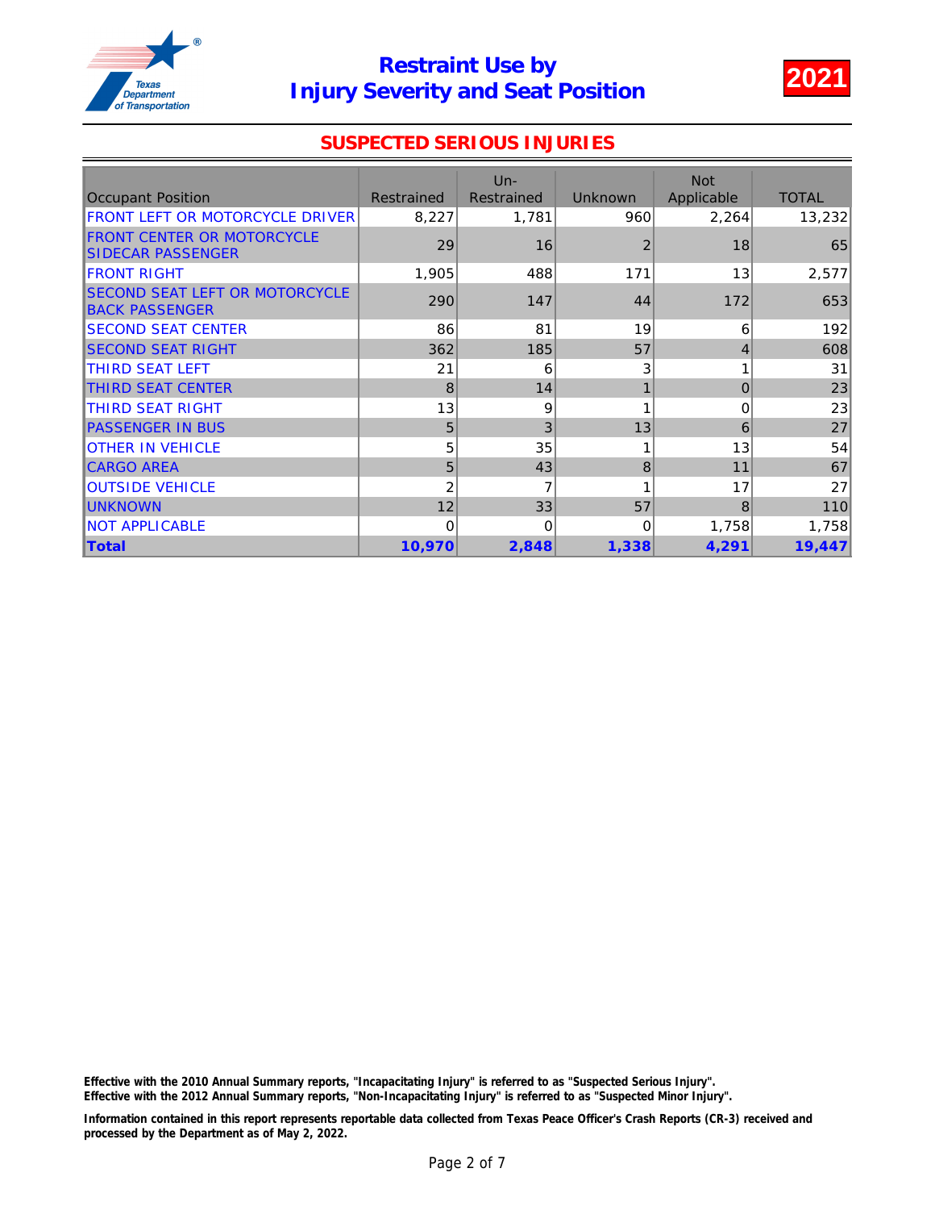# Restraint Use by Injury Severity and Seat Position

**2021**

## SUSPECTED SERIOUS INJURIES

| Occupant Position | Restrained | Un-Restrained | Unknown | Not Applicable | TOTAL |
|---|---|---|---|---|---|
| FRONT LEFT OR MOTORCYCLE DRIVER | 8,227 | 1,781 | 960 | 2,264 | 13,232 |
| FRONT CENTER OR MOTORCYCLE SIDECAR PASSENGER | 29 | 16 | 2 | 18 | 65 |
| FRONT RIGHT | 1,905 | 488 | 171 | 13 | 2,577 |
| SECOND SEAT LEFT OR MOTORCYCLE BACK PASSENGER | 290 | 147 | 44 | 172 | 653 |
| SECOND SEAT CENTER | 86 | 81 | 19 | 6 | 192 |
| SECOND SEAT RIGHT | 362 | 185 | 57 | 4 | 608 |
| THIRD SEAT LEFT | 21 | 6 | 3 | 1 | 31 |
| THIRD SEAT CENTER | 8 | 14 | 1 | 0 | 23 |
| THIRD SEAT RIGHT | 13 | 9 | 1 | 0 | 23 |
| PASSENGER IN BUS | 5 | 3 | 13 | 6 | 27 |
| OTHER IN VEHICLE | 5 | 35 | 1 | 13 | 54 |
| CARGO AREA | 5 | 43 | 8 | 11 | 67 |
| OUTSIDE VEHICLE | 2 | 7 | 1 | 17 | 27 |
| UNKNOWN | 12 | 33 | 57 | 8 | 110 |
| NOT APPLICABLE | 0 | 0 | 0 | 1,758 | 1,758 |
| **Total** | **10,970** | **2,848** | **1,338** | **4,291** | **19,447** |

**Effective with the 2010 Annual Summary reports, "Incapacitating Injury" is referred to as "Suspected Serious Injury".**
**Effective with the 2012 Annual Summary reports, "Non-Incapacitating Injury" is referred to as "Suspected Minor Injury".**

**Information contained in this report represents reportable data collected from Texas Peace Officer's Crash Reports (CR-3) received and processed by the Department as of May 2, 2022.**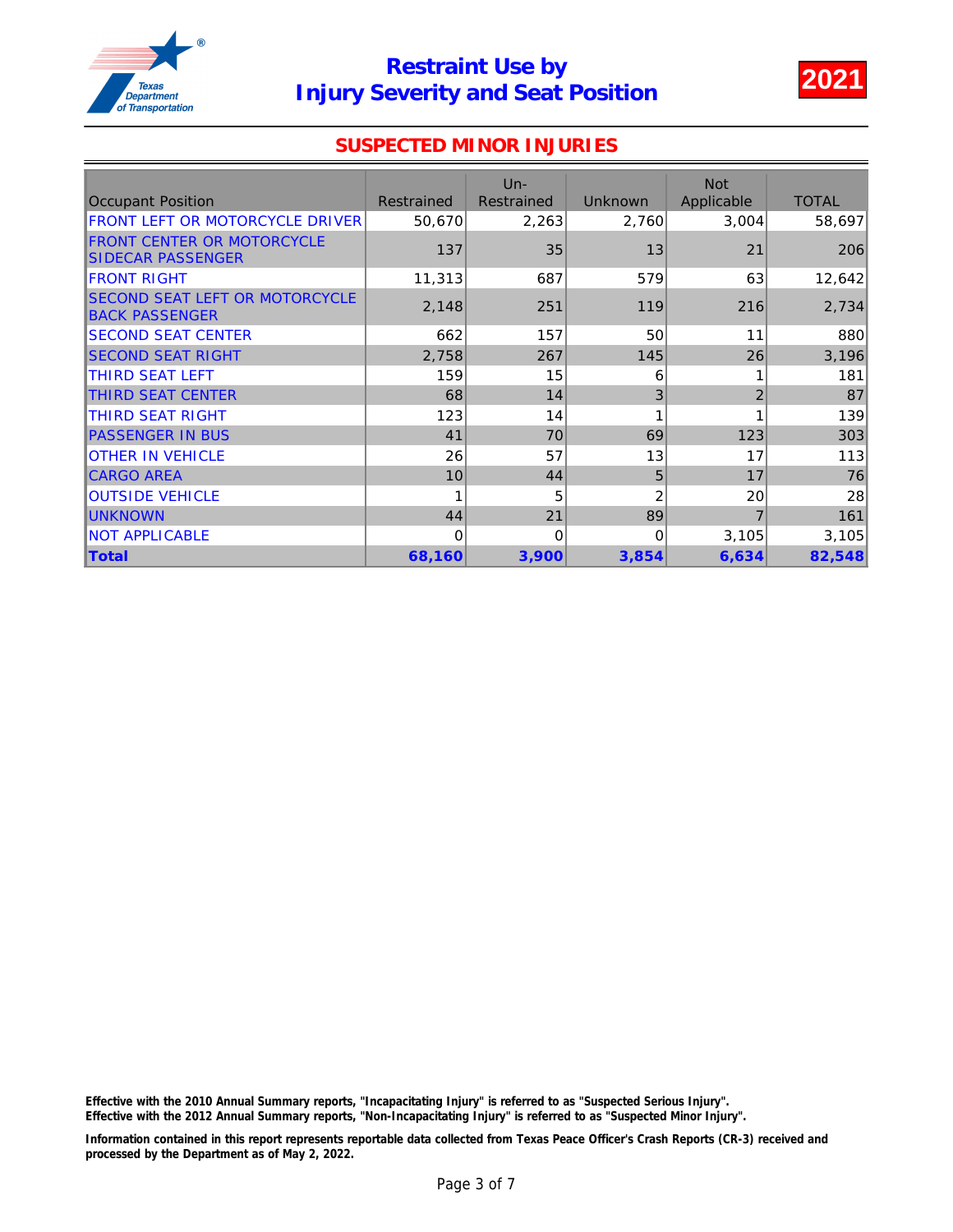# Restraint Use by Injury Severity and Seat Position

**2021**

## SUSPECTED MINOR INJURIES

| Occupant Position | Restrained | Un-Restrained | Unknown | Not Applicable | TOTAL |
|---|---|---|---|---|---|
| FRONT LEFT OR MOTORCYCLE DRIVER | 50,670 | 2,263 | 2,760 | 3,004 | 58,697 |
| FRONT CENTER OR MOTORCYCLE SIDECAR PASSENGER | 137 | 35 | 13 | 21 | 206 |
| FRONT RIGHT | 11,313 | 687 | 579 | 63 | 12,642 |
| SECOND SEAT LEFT OR MOTORCYCLE BACK PASSENGER | 2,148 | 251 | 119 | 216 | 2,734 |
| SECOND SEAT CENTER | 662 | 157 | 50 | 11 | 880 |
| SECOND SEAT RIGHT | 2,758 | 267 | 145 | 26 | 3,196 |
| THIRD SEAT LEFT | 159 | 15 | 6 | 1 | 181 |
| THIRD SEAT CENTER | 68 | 14 | 3 | 2 | 87 |
| THIRD SEAT RIGHT | 123 | 14 | 1 | 1 | 139 |
| PASSENGER IN BUS | 41 | 70 | 69 | 123 | 303 |
| OTHER IN VEHICLE | 26 | 57 | 13 | 17 | 113 |
| CARGO AREA | 10 | 44 | 5 | 17 | 76 |
| OUTSIDE VEHICLE | 1 | 5 | 2 | 20 | 28 |
| UNKNOWN | 44 | 21 | 89 | 7 | 161 |
| NOT APPLICABLE | 0 | 0 | 0 | 3,105 | 3,105 |
| **Total** | **68,160** | **3,900** | **3,854** | **6,634** | **82,548** |

**Effective with the 2010 Annual Summary reports, "Incapacitating Injury" is referred to as "Suspected Serious Injury".**
**Effective with the 2012 Annual Summary reports, "Non-Incapacitating Injury" is referred to as "Suspected Minor Injury".**

**Information contained in this report represents reportable data collected from Texas Peace Officer's Crash Reports (CR-3) received and processed by the Department as of May 2, 2022.**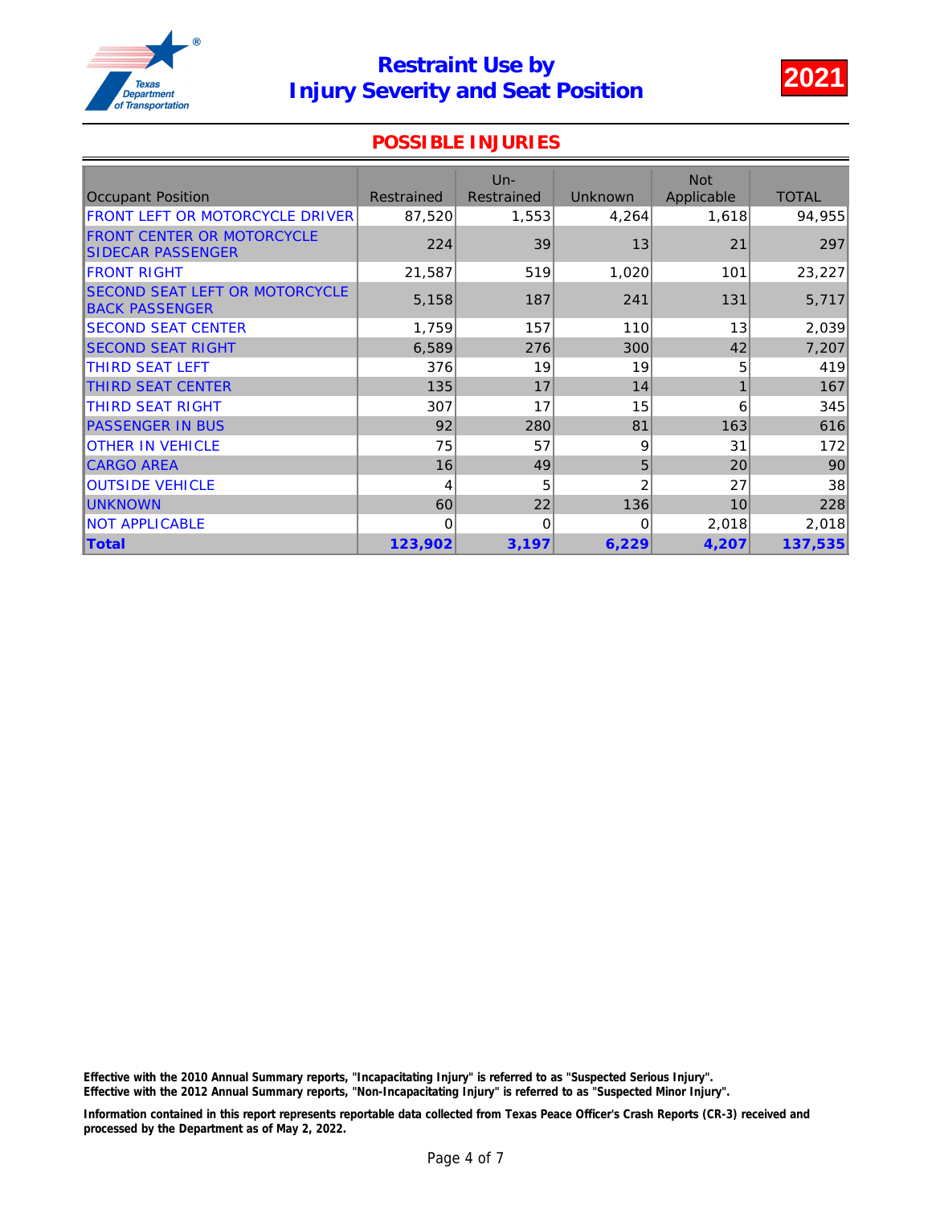# Restraint Use by Injury Severity and Seat Position

**2021**

## POSSIBLE INJURIES

| Occupant Position | Restrained | Un-Restrained | Unknown | Not Applicable | TOTAL |
|---|---|---|---|---|---|
| FRONT LEFT OR MOTORCYCLE DRIVER | 87,520 | 1,553 | 4,264 | 1,618 | 94,955 |
| FRONT CENTER OR MOTORCYCLE SIDECAR PASSENGER | 224 | 39 | 13 | 21 | 297 |
| FRONT RIGHT | 21,587 | 519 | 1,020 | 101 | 23,227 |
| SECOND SEAT LEFT OR MOTORCYCLE BACK PASSENGER | 5,158 | 187 | 241 | 131 | 5,717 |
| SECOND SEAT CENTER | 1,759 | 157 | 110 | 13 | 2,039 |
| SECOND SEAT RIGHT | 6,589 | 276 | 300 | 42 | 7,207 |
| THIRD SEAT LEFT | 376 | 19 | 19 | 5 | 419 |
| THIRD SEAT CENTER | 135 | 17 | 14 | 1 | 167 |
| THIRD SEAT RIGHT | 307 | 17 | 15 | 6 | 345 |
| PASSENGER IN BUS | 92 | 280 | 81 | 163 | 616 |
| OTHER IN VEHICLE | 75 | 57 | 9 | 31 | 172 |
| CARGO AREA | 16 | 49 | 5 | 20 | 90 |
| OUTSIDE VEHICLE | 4 | 5 | 2 | 27 | 38 |
| UNKNOWN | 60 | 22 | 136 | 10 | 228 |
| NOT APPLICABLE | 0 | 0 | 0 | 2,018 | 2,018 |
| **Total** | **123,902** | **3,197** | **6,229** | **4,207** | **137,535** |

**Effective with the 2010 Annual Summary reports, "Incapacitating Injury" is referred to as "Suspected Serious Injury".**
**Effective with the 2012 Annual Summary reports, "Non-Incapacitating Injury" is referred to as "Suspected Minor Injury".**

**Information contained in this report represents reportable data collected from Texas Peace Officer's Crash Reports (CR-3) received and processed by the Department as of May 2, 2022.**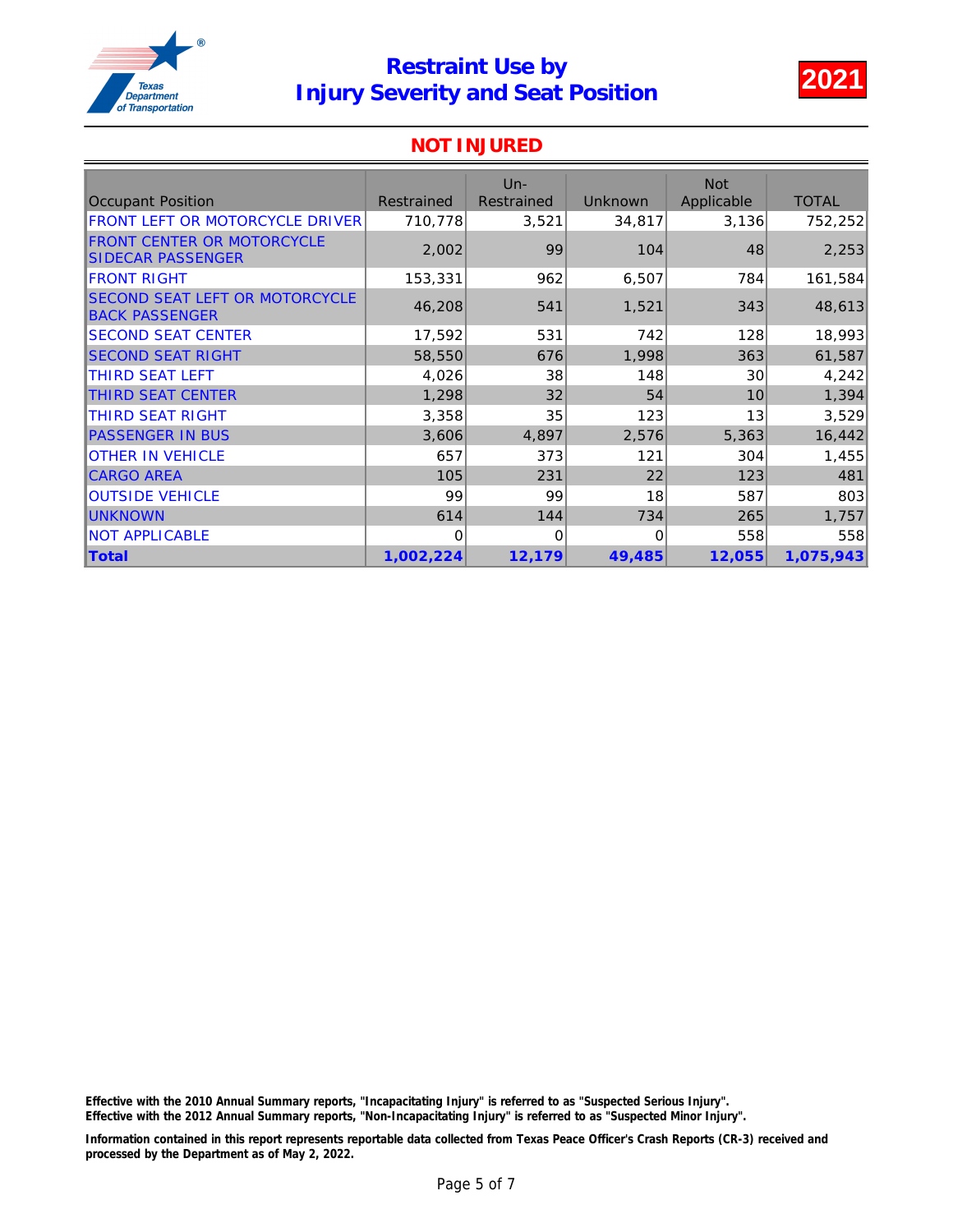# Restraint Use by Injury Severity and Seat Position

## 2021

### NOT INJURED

| Occupant Position | Restrained | Un-Restrained | Unknown | Not Applicable | TOTAL |
|---|---|---|---|---|---|
| FRONT LEFT OR MOTORCYCLE DRIVER | 710,778 | 3,521 | 34,817 | 3,136 | 752,252 |
| FRONT CENTER OR MOTORCYCLE SIDECAR PASSENGER | 2,002 | 99 | 104 | 48 | 2,253 |
| FRONT RIGHT | 153,331 | 962 | 6,507 | 784 | 161,584 |
| SECOND SEAT LEFT OR MOTORCYCLE BACK PASSENGER | 46,208 | 541 | 1,521 | 343 | 48,613 |
| SECOND SEAT CENTER | 17,592 | 531 | 742 | 128 | 18,993 |
| SECOND SEAT RIGHT | 58,550 | 676 | 1,998 | 363 | 61,587 |
| THIRD SEAT LEFT | 4,026 | 38 | 148 | 30 | 4,242 |
| THIRD SEAT CENTER | 1,298 | 32 | 54 | 10 | 1,394 |
| THIRD SEAT RIGHT | 3,358 | 35 | 123 | 13 | 3,529 |
| PASSENGER IN BUS | 3,606 | 4,897 | 2,576 | 5,363 | 16,442 |
| OTHER IN VEHICLE | 657 | 373 | 121 | 304 | 1,455 |
| CARGO AREA | 105 | 231 | 22 | 123 | 481 |
| OUTSIDE VEHICLE | 99 | 99 | 18 | 587 | 803 |
| UNKNOWN | 614 | 144 | 734 | 265 | 1,757 |
| NOT APPLICABLE | 0 | 0 | 0 | 558 | 558 |
| **Total** | **1,002,224** | **12,179** | **49,485** | **12,055** | **1,075,943** |

**Effective with the 2010 Annual Summary reports, "Incapacitating Injury" is referred to as "Suspected Serious Injury".**
**Effective with the 2012 Annual Summary reports, "Non-Incapacitating Injury" is referred to as "Suspected Minor Injury".**

**Information contained in this report represents reportable data collected from Texas Peace Officer's Crash Reports (CR-3) received and processed by the Department as of May 2, 2022.**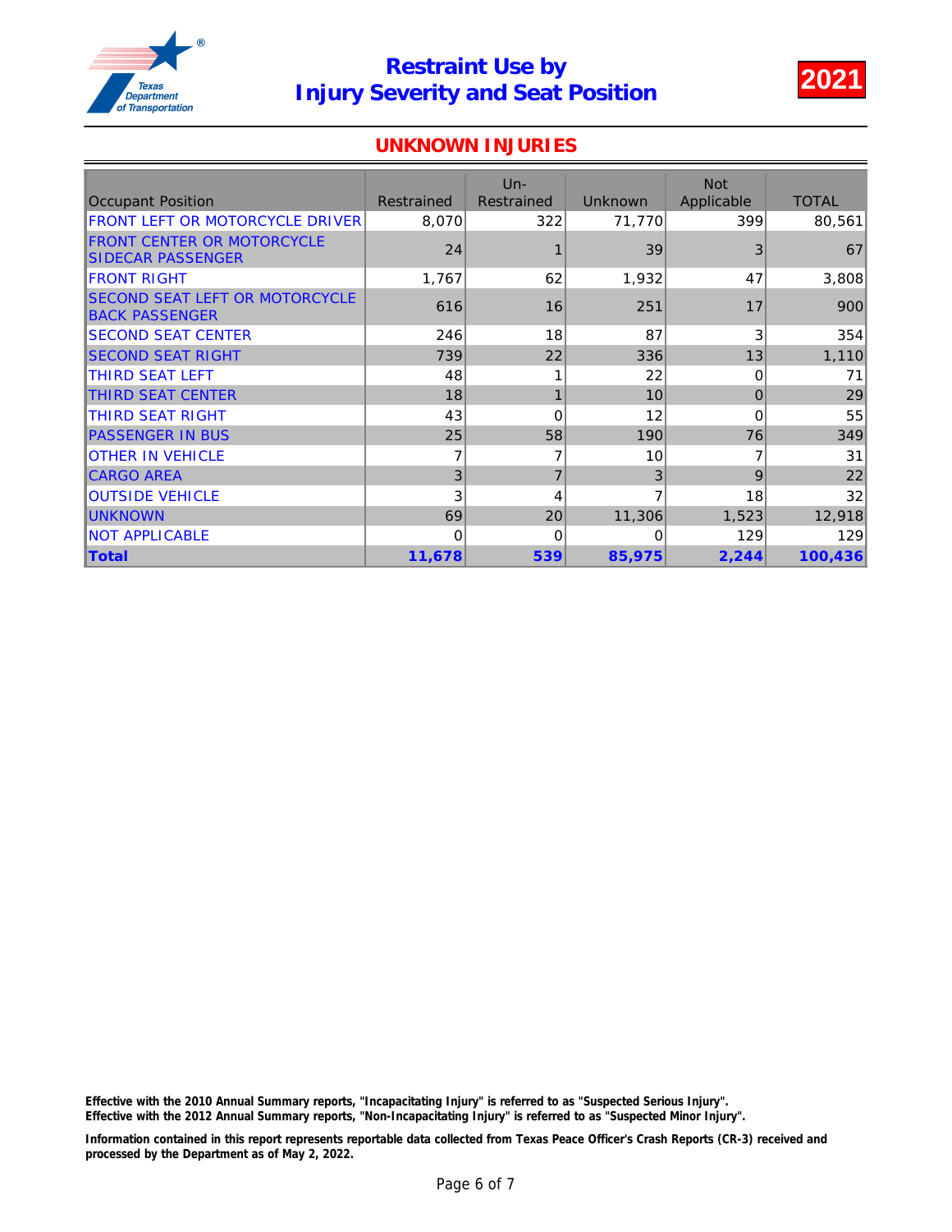# Restraint Use by Injury Severity and Seat Position

**2021**

## UNKNOWN INJURIES

| Occupant Position | Restrained | Un-Restrained | Unknown | Not Applicable | TOTAL |
|---|---|---|---|---|---|
| FRONT LEFT OR MOTORCYCLE DRIVER | 8,070 | 322 | 71,770 | 399 | 80,561 |
| FRONT CENTER OR MOTORCYCLE SIDECAR PASSENGER | 24 | 1 | 39 | 3 | 67 |
| FRONT RIGHT | 1,767 | 62 | 1,932 | 47 | 3,808 |
| SECOND SEAT LEFT OR MOTORCYCLE BACK PASSENGER | 616 | 16 | 251 | 17 | 900 |
| SECOND SEAT CENTER | 246 | 18 | 87 | 3 | 354 |
| SECOND SEAT RIGHT | 739 | 22 | 336 | 13 | 1,110 |
| THIRD SEAT LEFT | 48 | 1 | 22 | 0 | 71 |
| THIRD SEAT CENTER | 18 | 1 | 10 | 0 | 29 |
| THIRD SEAT RIGHT | 43 | 0 | 12 | 0 | 55 |
| PASSENGER IN BUS | 25 | 58 | 190 | 76 | 349 |
| OTHER IN VEHICLE | 7 | 7 | 10 | 7 | 31 |
| CARGO AREA | 3 | 7 | 3 | 9 | 22 |
| OUTSIDE VEHICLE | 3 | 4 | 7 | 18 | 32 |
| UNKNOWN | 69 | 20 | 11,306 | 1,523 | 12,918 |
| NOT APPLICABLE | 0 | 0 | 0 | 129 | 129 |
| **Total** | **11,678** | **539** | **85,975** | **2,244** | **100,436** |

**Effective with the 2010 Annual Summary reports, "Incapacitating Injury" is referred to as "Suspected Serious Injury".**
**Effective with the 2012 Annual Summary reports, "Non-Incapacitating Injury" is referred to as "Suspected Minor Injury".**

**Information contained in this report represents reportable data collected from Texas Peace Officer's Crash Reports (CR-3) received and processed by the Department as of May 2, 2022.**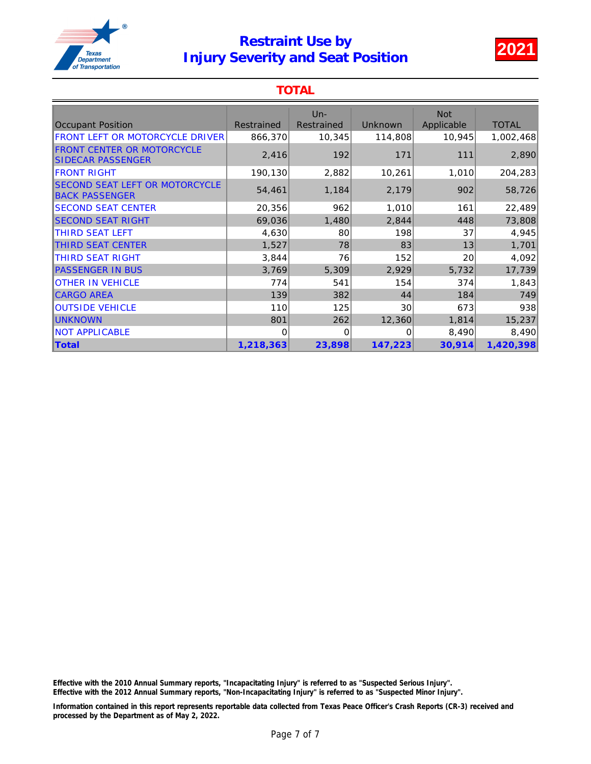# Restraint Use by Injury Severity and Seat Position

**2021**

## TOTAL

| Occupant Position | Restrained | Un-Restrained | Unknown | Not Applicable | TOTAL |
|---|---|---|---|---|---|
| FRONT LEFT OR MOTORCYCLE DRIVER | 866,370 | 10,345 | 114,808 | 10,945 | 1,002,468 |
| FRONT CENTER OR MOTORCYCLE SIDECAR PASSENGER | 2,416 | 192 | 171 | 111 | 2,890 |
| FRONT RIGHT | 190,130 | 2,882 | 10,261 | 1,010 | 204,283 |
| SECOND SEAT LEFT OR MOTORCYCLE BACK PASSENGER | 54,461 | 1,184 | 2,179 | 902 | 58,726 |
| SECOND SEAT CENTER | 20,356 | 962 | 1,010 | 161 | 22,489 |
| SECOND SEAT RIGHT | 69,036 | 1,480 | 2,844 | 448 | 73,808 |
| THIRD SEAT LEFT | 4,630 | 80 | 198 | 37 | 4,945 |
| THIRD SEAT CENTER | 1,527 | 78 | 83 | 13 | 1,701 |
| THIRD SEAT RIGHT | 3,844 | 76 | 152 | 20 | 4,092 |
| PASSENGER IN BUS | 3,769 | 5,309 | 2,929 | 5,732 | 17,739 |
| OTHER IN VEHICLE | 774 | 541 | 154 | 374 | 1,843 |
| CARGO AREA | 139 | 382 | 44 | 184 | 749 |
| OUTSIDE VEHICLE | 110 | 125 | 30 | 673 | 938 |
| UNKNOWN | 801 | 262 | 12,360 | 1,814 | 15,237 |
| NOT APPLICABLE | 0 | 0 | 0 | 8,490 | 8,490 |
| **Total** | **1,218,363** | **23,898** | **147,223** | **30,914** | **1,420,398** |

**Effective with the 2010 Annual Summary reports, "Incapacitating Injury" is referred to as "Suspected Serious Injury".**
**Effective with the 2012 Annual Summary reports, "Non-Incapacitating Injury" is referred to as "Suspected Minor Injury".**

**Information contained in this report represents reportable data collected from Texas Peace Officer's Crash Reports (CR-3) received and processed by the Department as of May 2, 2022.**